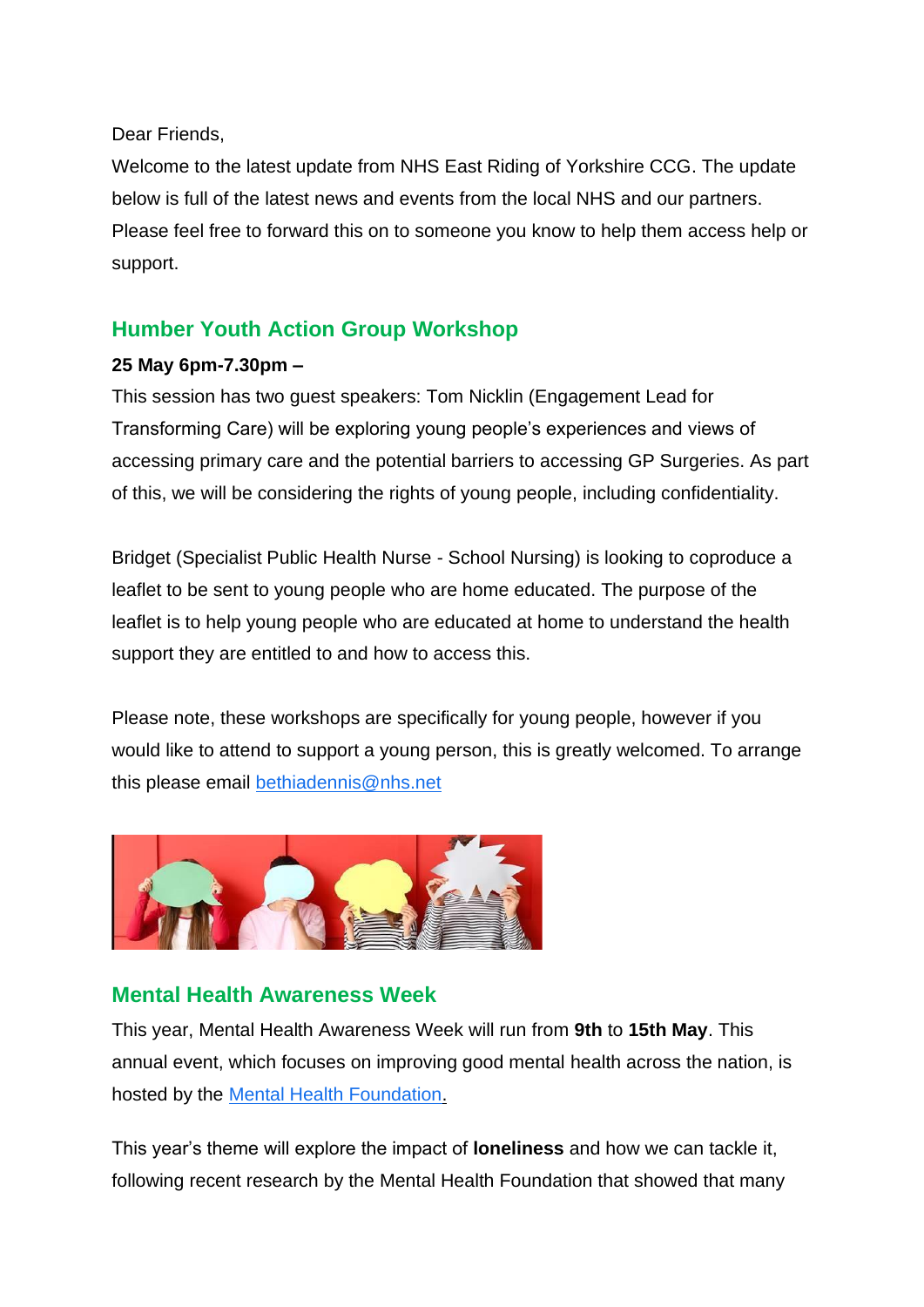Dear Friends,

Welcome to the latest update from NHS East Riding of Yorkshire CCG. The update below is full of the latest news and events from the local NHS and our partners. Please feel free to forward this on to someone you know to help them access help or support.

## Humber Youth Action Group Workshop

**25 May 6pm-7.30pm –**

This session has two guest speakers: Tom Nicklin (Engagement Lead for Transforming Care) will be exploring young people's experiences and views of accessing primary care and the potential barriers to accessing GP Surgeries. As part of this, we will be considering the rights of young people, including confidentiality.

Bridget (Specialist Public Health Nurse - School Nursing) is looking to coproduce a leaflet to be sent to young people who are home educated. The purpose of the leaflet is to help young people who are educated at home to understand the health support they are entitled to and how to access this.

Please note, these workshops are specifically for young people, however if you would like to attend to support a young person, this is greatly welcomed. To arrange this please email bethiadennis@nhs.net

## Mental Health Awareness Week

This year, Mental Health Awareness Week will run from **9th** to **15th May**. This annual event, which focuses on improving good mental health across the nation, is hosted by the Mental Health Foundation.

This year's theme will explore the impact of **loneliness** and how we can tackle it, following recent research by the Mental Health Foundation that showed that many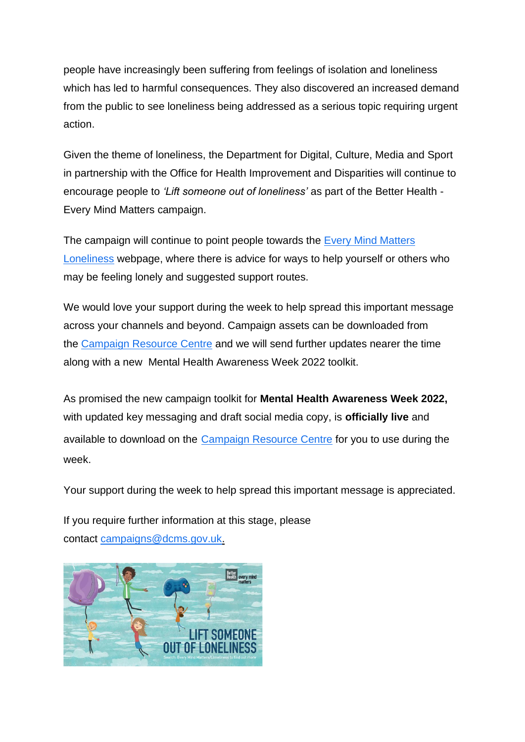people have increasingly been suffering from feelings of isolation and loneliness which has led to harmful consequences. They also discovered an increased demand from the public to see loneliness being addressed as a serious topic requiring urgent action.

Given the theme of loneliness, the Department for Digital, Culture, Media and Sport in partnership with the Office for Health Improvement and Disparities will continue to encourage people to *'Lift someone out of loneliness'* as part of the Better Health - Every Mind Matters campaign.

The campaign will continue to point people towards the Every Mind Matters Loneliness webpage, where there is advice for ways to help yourself or others who may be feeling lonely and suggested support routes.

We would love your support during the week to help spread this important message across your channels and beyond. Campaign assets can be downloaded from the Campaign Resource Centre and we will send further updates nearer the time along with a new Mental Health Awareness Week 2022 toolkit.

As promised the new campaign toolkit for **Mental Health Awareness Week 2022,** with updated key messaging and draft social media copy, is **officially live** and available to download on the Campaign Resource Centre for you to use during the week.

Your support during the week to help spread this important message is appreciated.

If you require further information at this stage, please contact campaigns@dcms.gov.uk.

Better Health every mind matters

LIFT SOMEONE OUT OF LONELINESS

Search: Every Mind Matters/Loneliness to find out more